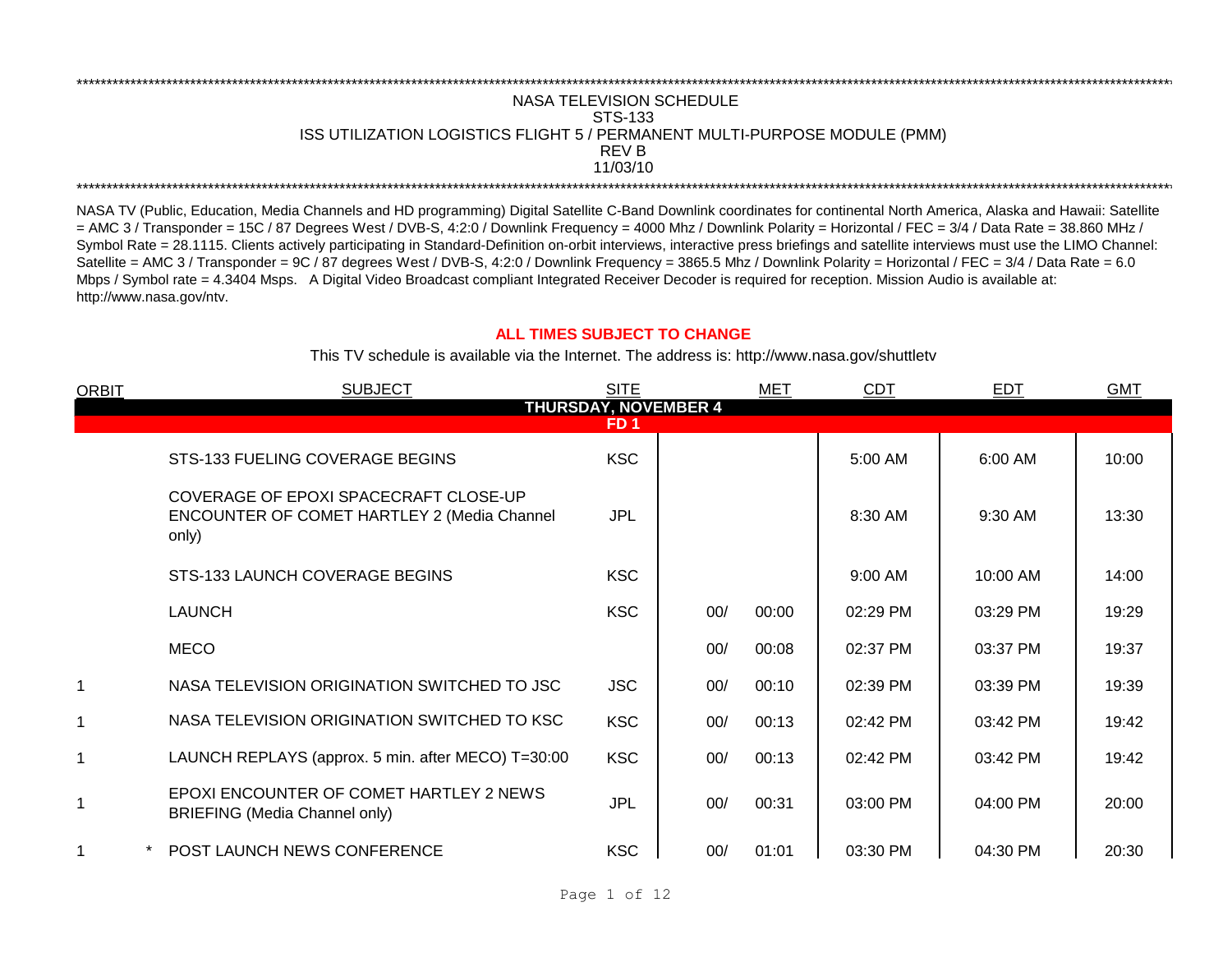NASA TELEVISION SCHEDULE
STS-133
ISS UTILIZATION LOGISTICS FLIGHT 5 / PERMANENT MULTI-PURPOSE MODULE (PMM)
REV B
11/03/10

NASA TV (Public, Education, Media Channels and HD programming) Digital Satellite C-Band Downlink coordinates for continental North America, Alaska and Hawaii: Satellite = AMC 3 / Transponder = 15C / 87 Degrees West / DVB-S, 4:2:0 / Downlink Frequency = 4000 Mhz / Downlink Polarity = Horizontal / FEC = 3/4 / Data Rate = 38.860 MHz / Symbol Rate = 28.1115. Clients actively participating in Standard-Definition on-orbit interviews, interactive press briefings and satellite interviews must use the LIMO Channel: Satellite = AMC 3 / Transponder = 9C / 87 degrees West / DVB-S, 4:2:0 / Downlink Frequency = 3865.5 Mhz / Downlink Polarity = Horizontal / FEC = 3/4 / Data Rate = 6.0 Mbps / Symbol rate = 4.3404 Msps. A Digital Video Broadcast compliant Integrated Receiver Decoder is required for reception. Mission Audio is available at: http://www.nasa.gov/ntv.

**ALL TIMES SUBJECT TO CHANGE**

This TV schedule is available via the Internet. The address is: http://www.nasa.gov/shuttletv

| ORBIT | | SUBJECT | SITE | MET | | CDT | EDT | GMT |
|---|---|---|---|---|---|---|---|---|
| **THURSDAY, NOVEMBER 4** | | | | | | | | |
| **FD 1** | | | | | | | | |
| | | STS-133 FUELING COVERAGE BEGINS | KSC | | | 5:00 AM | 6:00 AM | 10:00 |
| | | COVERAGE OF EPOXI SPACECRAFT CLOSE-UP ENCOUNTER OF COMET HARTLEY 2 (Media Channel only) | JPL | | | 8:30 AM | 9:30 AM | 13:30 |
| | | STS-133 LAUNCH COVERAGE BEGINS | KSC | | | 9:00 AM | 10:00 AM | 14:00 |
| | | LAUNCH | KSC | 00/ | 00:00 | 02:29 PM | 03:29 PM | 19:29 |
| | | MECO | | 00/ | 00:08 | 02:37 PM | 03:37 PM | 19:37 |
| 1 | | NASA TELEVISION ORIGINATION SWITCHED TO JSC | JSC | 00/ | 00:10 | 02:39 PM | 03:39 PM | 19:39 |
| 1 | | NASA TELEVISION ORIGINATION SWITCHED TO KSC | KSC | 00/ | 00:13 | 02:42 PM | 03:42 PM | 19:42 |
| 1 | | LAUNCH REPLAYS (approx. 5 min. after MECO) T=30:00 | KSC | 00/ | 00:13 | 02:42 PM | 03:42 PM | 19:42 |
| 1 | | EPOXI ENCOUNTER OF COMET HARTLEY 2 NEWS BRIEFING (Media Channel only) | JPL | 00/ | 00:31 | 03:00 PM | 04:00 PM | 20:00 |
| 1 | * | POST LAUNCH NEWS CONFERENCE | KSC | 00/ | 01:01 | 03:30 PM | 04:30 PM | 20:30 |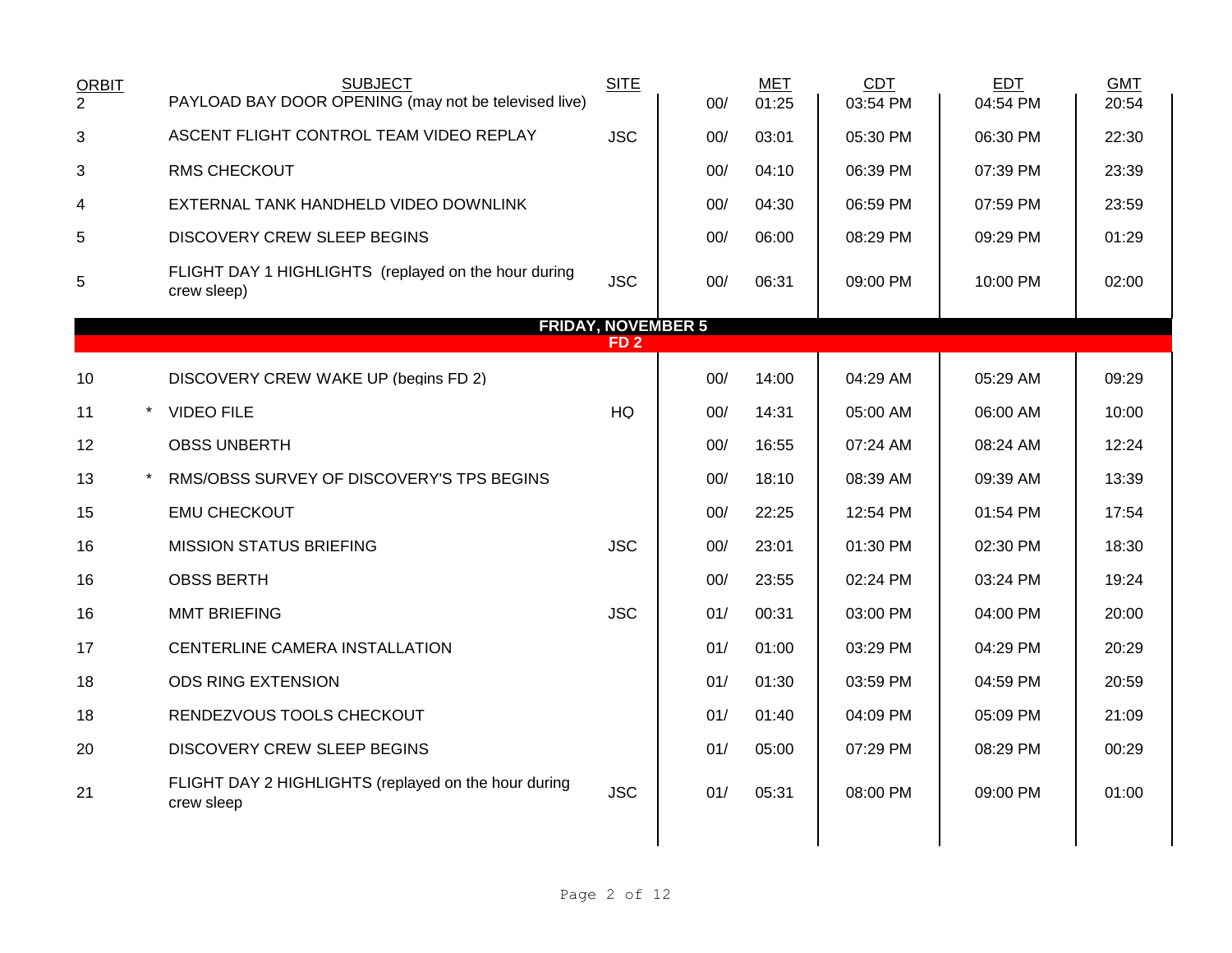| ORBIT | | SUBJECT | SITE | | MET | CDT | EDT | GMT |
|---|---|---|---|---|---|---|---|---|
| 2 | | PAYLOAD BAY DOOR OPENING (may not be televised live) | | 00/ | 01:25 | 03:54 PM | 04:54 PM | 20:54 |
| 3 | | ASCENT FLIGHT CONTROL TEAM VIDEO REPLAY | JSC | 00/ | 03:01 | 05:30 PM | 06:30 PM | 22:30 |
| 3 | | RMS CHECKOUT | | 00/ | 04:10 | 06:39 PM | 07:39 PM | 23:39 |
| 4 | | EXTERNAL TANK HANDHELD VIDEO DOWNLINK | | 00/ | 04:30 | 06:59 PM | 07:59 PM | 23:59 |
| 5 | | DISCOVERY CREW SLEEP BEGINS | | 00/ | 06:00 | 08:29 PM | 09:29 PM | 01:29 |
| 5 | | FLIGHT DAY 1 HIGHLIGHTS (replayed on the hour during crew sleep) | JSC | 00/ | 06:31 | 09:00 PM | 10:00 PM | 02:00 |
| | | **FRIDAY, NOVEMBER 5** | | | | | | |
| | | **FD 2** | | | | | | |
| 10 | | DISCOVERY CREW WAKE UP (begins FD 2) | | 00/ | 14:00 | 04:29 AM | 05:29 AM | 09:29 |
| 11 | * | VIDEO FILE | HQ | 00/ | 14:31 | 05:00 AM | 06:00 AM | 10:00 |
| 12 | | OBSS UNBERTH | | 00/ | 16:55 | 07:24 AM | 08:24 AM | 12:24 |
| 13 | * | RMS/OBSS SURVEY OF DISCOVERY'S TPS BEGINS | | 00/ | 18:10 | 08:39 AM | 09:39 AM | 13:39 |
| 15 | | EMU CHECKOUT | | 00/ | 22:25 | 12:54 PM | 01:54 PM | 17:54 |
| 16 | | MISSION STATUS BRIEFING | JSC | 00/ | 23:01 | 01:30 PM | 02:30 PM | 18:30 |
| 16 | | OBSS BERTH | | 00/ | 23:55 | 02:24 PM | 03:24 PM | 19:24 |
| 16 | | MMT BRIEFING | JSC | 01/ | 00:31 | 03:00 PM | 04:00 PM | 20:00 |
| 17 | | CENTERLINE CAMERA INSTALLATION | | 01/ | 01:00 | 03:29 PM | 04:29 PM | 20:29 |
| 18 | | ODS RING EXTENSION | | 01/ | 01:30 | 03:59 PM | 04:59 PM | 20:59 |
| 18 | | RENDEZVOUS TOOLS CHECKOUT | | 01/ | 01:40 | 04:09 PM | 05:09 PM | 21:09 |
| 20 | | DISCOVERY CREW SLEEP BEGINS | | 01/ | 05:00 | 07:29 PM | 08:29 PM | 00:29 |
| 21 | | FLIGHT DAY 2 HIGHLIGHTS (replayed on the hour during crew sleep | JSC | 01/ | 05:31 | 08:00 PM | 09:00 PM | 01:00 |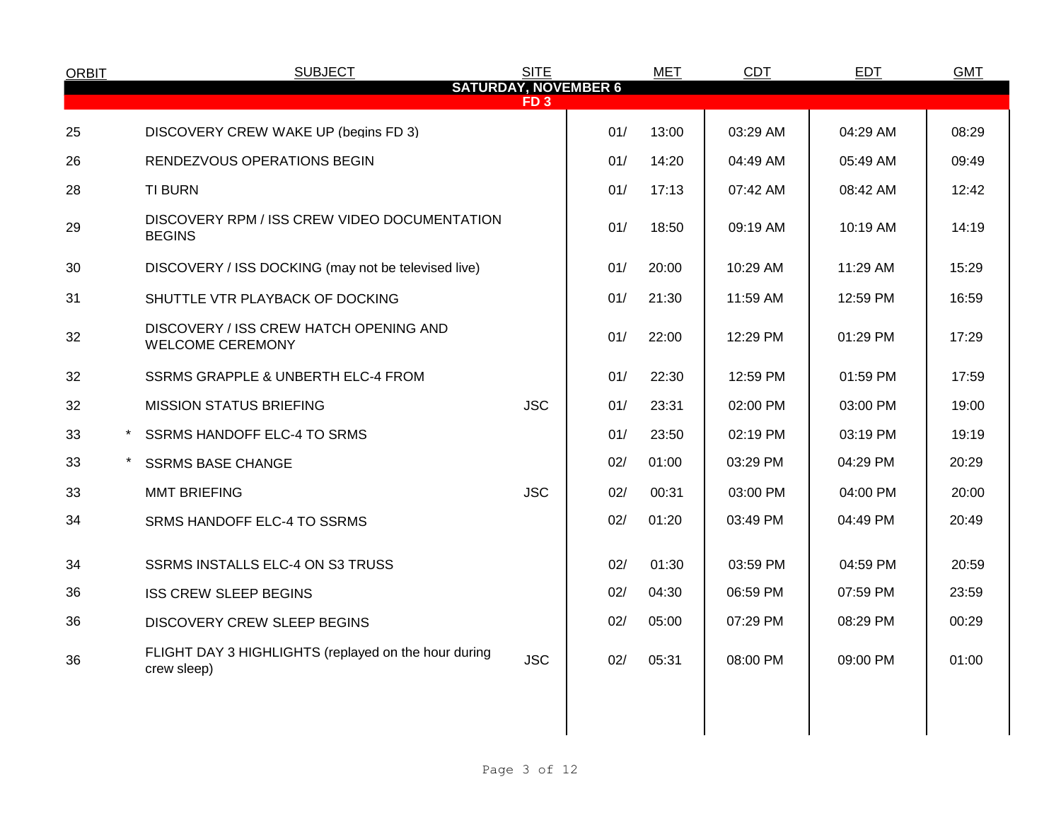| ORBIT | | SUBJECT | SITE | MET | | CDT | EDT | GMT |
|---|---|---|---|---|---|---|---|---|
| **SATURDAY, NOVEMBER 6** | | | | | | | | |
| **FD 3** | | | | | | | | |
| 25 | | DISCOVERY CREW WAKE UP (begins FD 3) | | 01/ | 13:00 | 03:29 AM | 04:29 AM | 08:29 |
| 26 | | RENDEZVOUS OPERATIONS BEGIN | | 01/ | 14:20 | 04:49 AM | 05:49 AM | 09:49 |
| 28 | | TI BURN | | 01/ | 17:13 | 07:42 AM | 08:42 AM | 12:42 |
| 29 | | DISCOVERY RPM / ISS CREW VIDEO DOCUMENTATION BEGINS | | 01/ | 18:50 | 09:19 AM | 10:19 AM | 14:19 |
| 30 | | DISCOVERY / ISS DOCKING (may not be televised live) | | 01/ | 20:00 | 10:29 AM | 11:29 AM | 15:29 |
| 31 | | SHUTTLE VTR PLAYBACK OF DOCKING | | 01/ | 21:30 | 11:59 AM | 12:59 PM | 16:59 |
| 32 | | DISCOVERY / ISS CREW HATCH OPENING AND WELCOME CEREMONY | | 01/ | 22:00 | 12:29 PM | 01:29 PM | 17:29 |
| 32 | | SSRMS GRAPPLE & UNBERTH ELC-4 FROM | | 01/ | 22:30 | 12:59 PM | 01:59 PM | 17:59 |
| 32 | | MISSION STATUS BRIEFING | JSC | 01/ | 23:31 | 02:00 PM | 03:00 PM | 19:00 |
| 33 | * | SSRMS HANDOFF ELC-4 TO SRMS | | 01/ | 23:50 | 02:19 PM | 03:19 PM | 19:19 |
| 33 | * | SSRMS BASE CHANGE | | 02/ | 01:00 | 03:29 PM | 04:29 PM | 20:29 |
| 33 | | MMT BRIEFING | JSC | 02/ | 00:31 | 03:00 PM | 04:00 PM | 20:00 |
| 34 | | SRMS HANDOFF ELC-4 TO SSRMS | | 02/ | 01:20 | 03:49 PM | 04:49 PM | 20:49 |
| 34 | | SSRMS INSTALLS ELC-4 ON S3 TRUSS | | 02/ | 01:30 | 03:59 PM | 04:59 PM | 20:59 |
| 36 | | ISS CREW SLEEP BEGINS | | 02/ | 04:30 | 06:59 PM | 07:59 PM | 23:59 |
| 36 | | DISCOVERY CREW SLEEP BEGINS | | 02/ | 05:00 | 07:29 PM | 08:29 PM | 00:29 |
| 36 | | FLIGHT DAY 3 HIGHLIGHTS (replayed on the hour during crew sleep) | JSC | 02/ | 05:31 | 08:00 PM | 09:00 PM | 01:00 |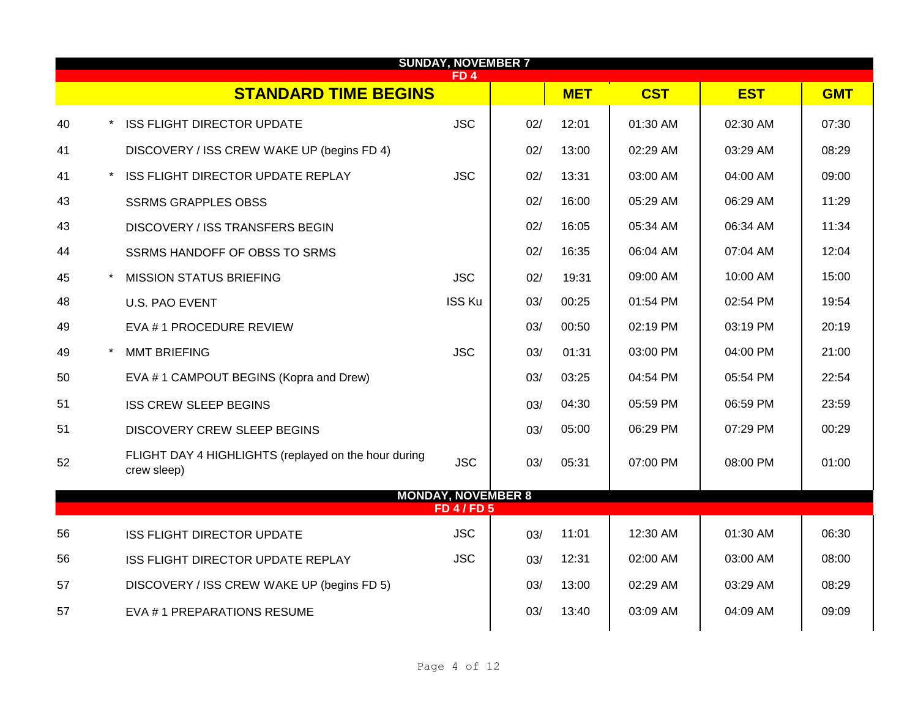| | | SUNDAY, NOVEMBER 7 | | | | | | |
|---|---|---|---|---|---|---|---|---|
| | | FD 4 | | | | | | |
| | | **STANDARD TIME BEGINS** | | | **MET** | **CST** | **EST** | **GMT** |
| 40 | * | ISS FLIGHT DIRECTOR UPDATE | JSC | 02/ | 12:01 | 01:30 AM | 02:30 AM | 07:30 |
| 41 | | DISCOVERY / ISS CREW WAKE UP (begins FD 4) | | 02/ | 13:00 | 02:29 AM | 03:29 AM | 08:29 |
| 41 | * | ISS FLIGHT DIRECTOR UPDATE REPLAY | JSC | 02/ | 13:31 | 03:00 AM | 04:00 AM | 09:00 |
| 43 | | SSRMS GRAPPLES OBSS | | 02/ | 16:00 | 05:29 AM | 06:29 AM | 11:29 |
| 43 | | DISCOVERY / ISS TRANSFERS BEGIN | | 02/ | 16:05 | 05:34 AM | 06:34 AM | 11:34 |
| 44 | | SSRMS HANDOFF OF OBSS TO SRMS | | 02/ | 16:35 | 06:04 AM | 07:04 AM | 12:04 |
| 45 | * | MISSION STATUS BRIEFING | JSC | 02/ | 19:31 | 09:00 AM | 10:00 AM | 15:00 |
| 48 | | U.S. PAO EVENT | ISS Ku | 03/ | 00:25 | 01:54 PM | 02:54 PM | 19:54 |
| 49 | | EVA # 1 PROCEDURE REVIEW | | 03/ | 00:50 | 02:19 PM | 03:19 PM | 20:19 |
| 49 | * | MMT BRIEFING | JSC | 03/ | 01:31 | 03:00 PM | 04:00 PM | 21:00 |
| 50 | | EVA # 1 CAMPOUT BEGINS (Kopra and Drew) | | 03/ | 03:25 | 04:54 PM | 05:54 PM | 22:54 |
| 51 | | ISS CREW SLEEP BEGINS | | 03/ | 04:30 | 05:59 PM | 06:59 PM | 23:59 |
| 51 | | DISCOVERY CREW SLEEP BEGINS | | 03/ | 05:00 | 06:29 PM | 07:29 PM | 00:29 |
| 52 | | FLIGHT DAY 4 HIGHLIGHTS (replayed on the hour during crew sleep) | JSC | 03/ | 05:31 | 07:00 PM | 08:00 PM | 01:00 |
| | | **MONDAY, NOVEMBER 8** | | | | | | |
| | | **FD 4 / FD 5** | | | | | | |
| 56 | | ISS FLIGHT DIRECTOR UPDATE | JSC | 03/ | 11:01 | 12:30 AM | 01:30 AM | 06:30 |
| 56 | | ISS FLIGHT DIRECTOR UPDATE REPLAY | JSC | 03/ | 12:31 | 02:00 AM | 03:00 AM | 08:00 |
| 57 | | DISCOVERY / ISS CREW WAKE UP (begins FD 5) | | 03/ | 13:00 | 02:29 AM | 03:29 AM | 08:29 |
| 57 | | EVA # 1 PREPARATIONS RESUME | | 03/ | 13:40 | 03:09 AM | 04:09 AM | 09:09 |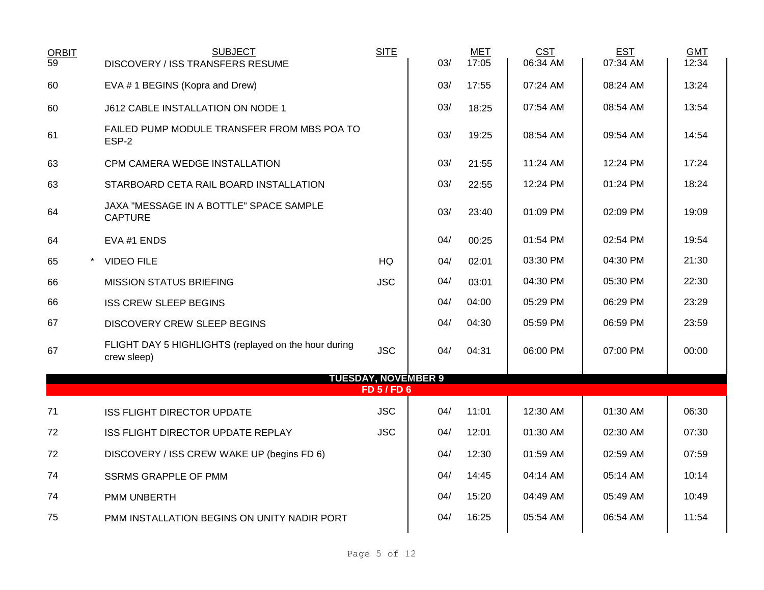| ORBIT | | SUBJECT | SITE | MET | | CST | EST | GMT |
|---|---|---|---|---|---|---|---|---|
| 59 | | DISCOVERY / ISS TRANSFERS RESUME | | 03/ | 17:05 | 06:34 AM | 07:34 AM | 12:34 |
| 60 | | EVA # 1 BEGINS (Kopra and Drew) | | 03/ | 17:55 | 07:24 AM | 08:24 AM | 13:24 |
| 60 | | J612 CABLE INSTALLATION ON NODE 1 | | 03/ | 18:25 | 07:54 AM | 08:54 AM | 13:54 |
| 61 | | FAILED PUMP MODULE TRANSFER FROM MBS POA TO ESP-2 | | 03/ | 19:25 | 08:54 AM | 09:54 AM | 14:54 |
| 63 | | CPM CAMERA WEDGE INSTALLATION | | 03/ | 21:55 | 11:24 AM | 12:24 PM | 17:24 |
| 63 | | STARBOARD CETA RAIL BOARD INSTALLATION | | 03/ | 22:55 | 12:24 PM | 01:24 PM | 18:24 |
| 64 | | JAXA "MESSAGE IN A BOTTLE" SPACE SAMPLE CAPTURE | | 03/ | 23:40 | 01:09 PM | 02:09 PM | 19:09 |
| 64 | | EVA #1 ENDS | | 04/ | 00:25 | 01:54 PM | 02:54 PM | 19:54 |
| 65 | * | VIDEO FILE | HQ | 04/ | 02:01 | 03:30 PM | 04:30 PM | 21:30 |
| 66 | | MISSION STATUS BRIEFING | JSC | 04/ | 03:01 | 04:30 PM | 05:30 PM | 22:30 |
| 66 | | ISS CREW SLEEP BEGINS | | 04/ | 04:00 | 05:29 PM | 06:29 PM | 23:29 |
| 67 | | DISCOVERY CREW SLEEP BEGINS | | 04/ | 04:30 | 05:59 PM | 06:59 PM | 23:59 |
| 67 | | FLIGHT DAY 5 HIGHLIGHTS (replayed on the hour during crew sleep) | JSC | 04/ | 04:31 | 06:00 PM | 07:00 PM | 00:00 |
| | | **TUESDAY, NOVEMBER 9** | | | | | | |
| | | **FD 5 / FD 6** | | | | | | |
| 71 | | ISS FLIGHT DIRECTOR UPDATE | JSC | 04/ | 11:01 | 12:30 AM | 01:30 AM | 06:30 |
| 72 | | ISS FLIGHT DIRECTOR UPDATE REPLAY | JSC | 04/ | 12:01 | 01:30 AM | 02:30 AM | 07:30 |
| 72 | | DISCOVERY / ISS CREW WAKE UP (begins FD 6) | | 04/ | 12:30 | 01:59 AM | 02:59 AM | 07:59 |
| 74 | | SSRMS GRAPPLE OF PMM | | 04/ | 14:45 | 04:14 AM | 05:14 AM | 10:14 |
| 74 | | PMM UNBERTH | | 04/ | 15:20 | 04:49 AM | 05:49 AM | 10:49 |
| 75 | | PMM INSTALLATION BEGINS ON UNITY NADIR PORT | | 04/ | 16:25 | 05:54 AM | 06:54 AM | 11:54 |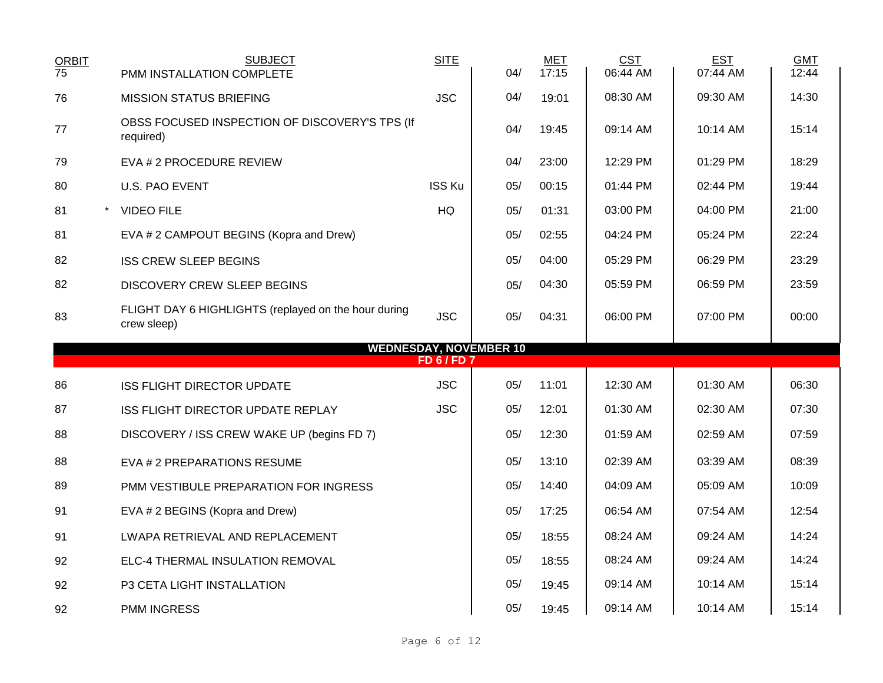| ORBIT | | SUBJECT | SITE | | MET | CST | EST | GMT |
|---|---|---|---|---|---|---|---|---|
| 75 | | PMM INSTALLATION COMPLETE | | 04/ | 17:15 | 06:44 AM | 07:44 AM | 12:44 |
| 76 | | MISSION STATUS BRIEFING | JSC | 04/ | 19:01 | 08:30 AM | 09:30 AM | 14:30 |
| 77 | | OBSS FOCUSED INSPECTION OF DISCOVERY'S TPS (If required) | | 04/ | 19:45 | 09:14 AM | 10:14 AM | 15:14 |
| 79 | | EVA # 2 PROCEDURE REVIEW | | 04/ | 23:00 | 12:29 PM | 01:29 PM | 18:29 |
| 80 | | U.S. PAO EVENT | ISS Ku | 05/ | 00:15 | 01:44 PM | 02:44 PM | 19:44 |
| 81 | * | VIDEO FILE | HQ | 05/ | 01:31 | 03:00 PM | 04:00 PM | 21:00 |
| 81 | | EVA # 2 CAMPOUT BEGINS (Kopra and Drew) | | 05/ | 02:55 | 04:24 PM | 05:24 PM | 22:24 |
| 82 | | ISS CREW SLEEP BEGINS | | 05/ | 04:00 | 05:29 PM | 06:29 PM | 23:29 |
| 82 | | DISCOVERY CREW SLEEP BEGINS | | 05/ | 04:30 | 05:59 PM | 06:59 PM | 23:59 |
| 83 | | FLIGHT DAY 6 HIGHLIGHTS (replayed on the hour during crew sleep) | JSC | 05/ | 04:31 | 06:00 PM | 07:00 PM | 00:00 |
| | | **WEDNESDAY, NOVEMBER 10** | | | | | | |
| | | **FD 6 / FD 7** | | | | | | |
| 86 | | ISS FLIGHT DIRECTOR UPDATE | JSC | 05/ | 11:01 | 12:30 AM | 01:30 AM | 06:30 |
| 87 | | ISS FLIGHT DIRECTOR UPDATE REPLAY | JSC | 05/ | 12:01 | 01:30 AM | 02:30 AM | 07:30 |
| 88 | | DISCOVERY / ISS CREW WAKE UP (begins FD 7) | | 05/ | 12:30 | 01:59 AM | 02:59 AM | 07:59 |
| 88 | | EVA # 2 PREPARATIONS RESUME | | 05/ | 13:10 | 02:39 AM | 03:39 AM | 08:39 |
| 89 | | PMM VESTIBULE PREPARATION FOR INGRESS | | 05/ | 14:40 | 04:09 AM | 05:09 AM | 10:09 |
| 91 | | EVA # 2 BEGINS (Kopra and Drew) | | 05/ | 17:25 | 06:54 AM | 07:54 AM | 12:54 |
| 91 | | LWAPA RETRIEVAL AND REPLACEMENT | | 05/ | 18:55 | 08:24 AM | 09:24 AM | 14:24 |
| 92 | | ELC-4 THERMAL INSULATION REMOVAL | | 05/ | 18:55 | 08:24 AM | 09:24 AM | 14:24 |
| 92 | | P3 CETA LIGHT INSTALLATION | | 05/ | 19:45 | 09:14 AM | 10:14 AM | 15:14 |
| 92 | | PMM INGRESS | | 05/ | 19:45 | 09:14 AM | 10:14 AM | 15:14 |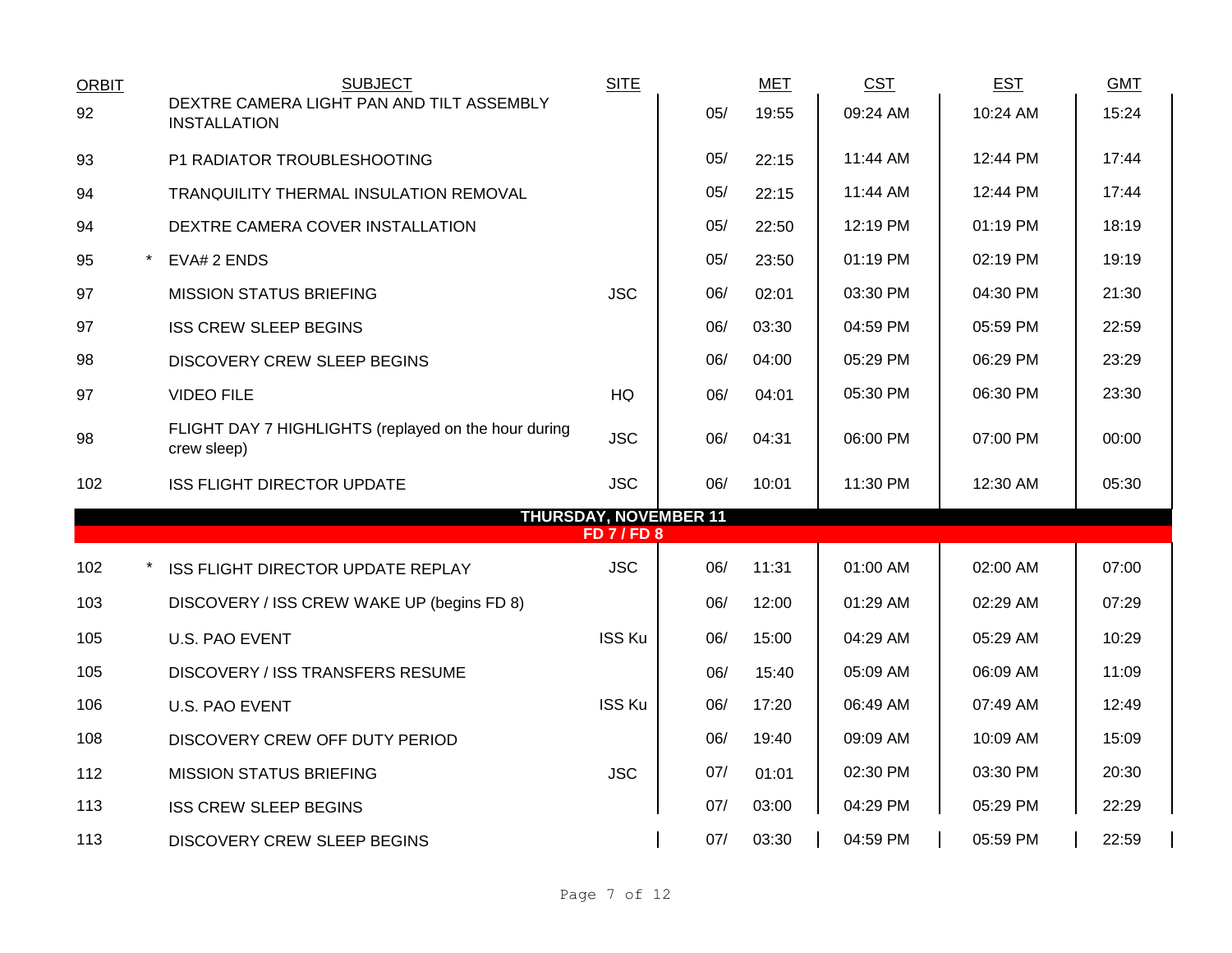| ORBIT | | SUBJECT | SITE | | MET | CST | EST | GMT |
|---|---|---|---|---|---|---|---|---|
| 92 | | DEXTRE CAMERA LIGHT PAN AND TILT ASSEMBLY INSTALLATION | | 05/ | 19:55 | 09:24 AM | 10:24 AM | 15:24 |
| 93 | | P1 RADIATOR TROUBLESHOOTING | | 05/ | 22:15 | 11:44 AM | 12:44 PM | 17:44 |
| 94 | | TRANQUILITY THERMAL INSULATION REMOVAL | | 05/ | 22:15 | 11:44 AM | 12:44 PM | 17:44 |
| 94 | | DEXTRE CAMERA COVER INSTALLATION | | 05/ | 22:50 | 12:19 PM | 01:19 PM | 18:19 |
| 95 | * | EVA# 2 ENDS | | 05/ | 23:50 | 01:19 PM | 02:19 PM | 19:19 |
| 97 | | MISSION STATUS BRIEFING | JSC | 06/ | 02:01 | 03:30 PM | 04:30 PM | 21:30 |
| 97 | | ISS CREW SLEEP BEGINS | | 06/ | 03:30 | 04:59 PM | 05:59 PM | 22:59 |
| 98 | | DISCOVERY CREW SLEEP BEGINS | | 06/ | 04:00 | 05:29 PM | 06:29 PM | 23:29 |
| 97 | | VIDEO FILE | HQ | 06/ | 04:01 | 05:30 PM | 06:30 PM | 23:30 |
| 98 | | FLIGHT DAY 7 HIGHLIGHTS (replayed on the hour during crew sleep) | JSC | 06/ | 04:31 | 06:00 PM | 07:00 PM | 00:00 |
| 102 | | ISS FLIGHT DIRECTOR UPDATE | JSC | 06/ | 10:01 | 11:30 PM | 12:30 AM | 05:30 |
| | | **THURSDAY, NOVEMBER 11** | | | | | | |
| | | **FD 7 / FD 8** | | | | | | |
| 102 | * | ISS FLIGHT DIRECTOR UPDATE REPLAY | JSC | 06/ | 11:31 | 01:00 AM | 02:00 AM | 07:00 |
| 103 | | DISCOVERY / ISS CREW WAKE UP (begins FD 8) | | 06/ | 12:00 | 01:29 AM | 02:29 AM | 07:29 |
| 105 | | U.S. PAO EVENT | ISS Ku | 06/ | 15:00 | 04:29 AM | 05:29 AM | 10:29 |
| 105 | | DISCOVERY / ISS TRANSFERS RESUME | | 06/ | 15:40 | 05:09 AM | 06:09 AM | 11:09 |
| 106 | | U.S. PAO EVENT | ISS Ku | 06/ | 17:20 | 06:49 AM | 07:49 AM | 12:49 |
| 108 | | DISCOVERY CREW OFF DUTY PERIOD | | 06/ | 19:40 | 09:09 AM | 10:09 AM | 15:09 |
| 112 | | MISSION STATUS BRIEFING | JSC | 07/ | 01:01 | 02:30 PM | 03:30 PM | 20:30 |
| 113 | | ISS CREW SLEEP BEGINS | | 07/ | 03:00 | 04:29 PM | 05:29 PM | 22:29 |
| 113 | | DISCOVERY CREW SLEEP BEGINS | | 07/ | 03:30 | 04:59 PM | 05:59 PM | 22:59 |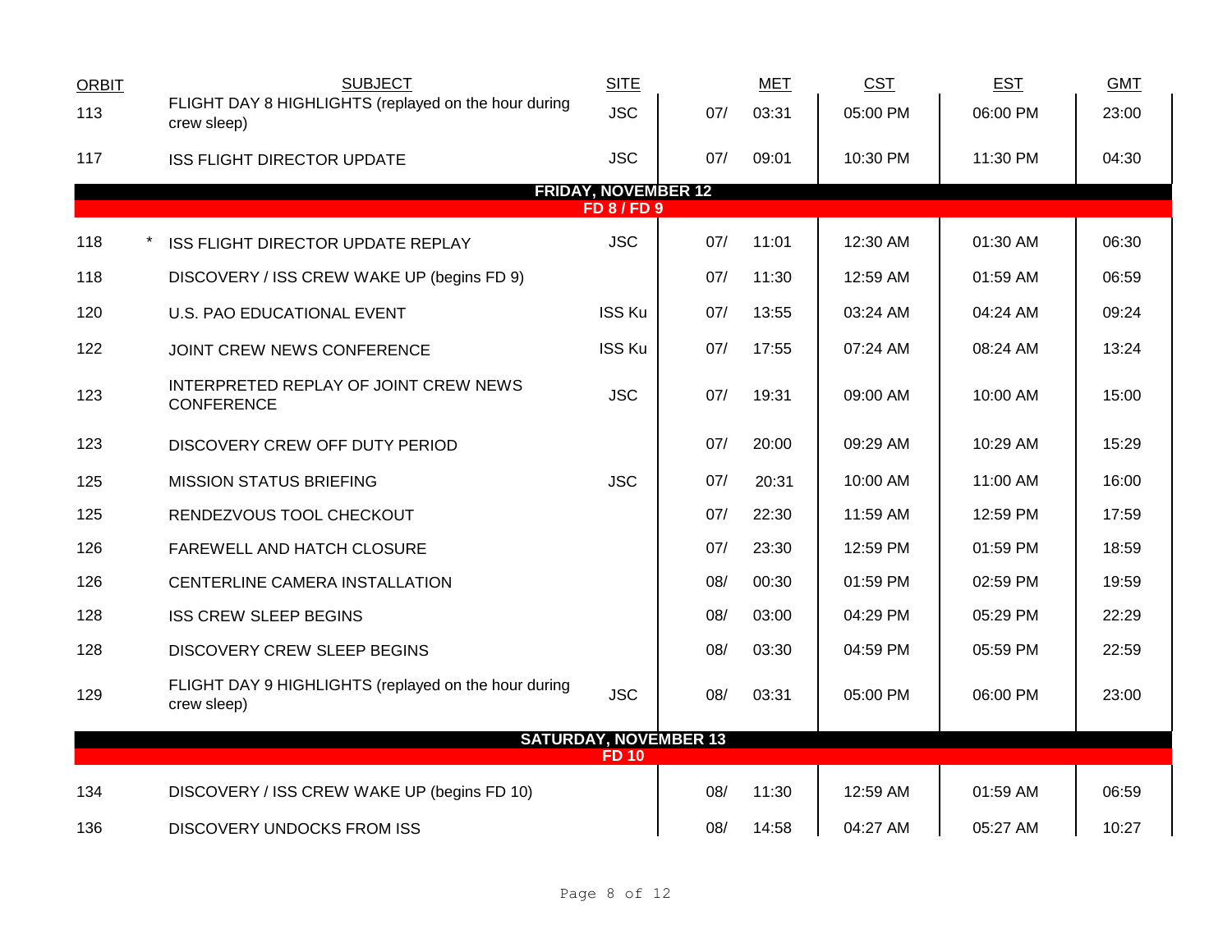| ORBIT | | SUBJECT | SITE | MET | | CST | EST | GMT |
|---|---|---|---|---|---|---|---|---|
| 113 | | FLIGHT DAY 8 HIGHLIGHTS (replayed on the hour during crew sleep) | JSC | 07/ | 03:31 | 05:00 PM | 06:00 PM | 23:00 |
| 117 | | ISS FLIGHT DIRECTOR UPDATE | JSC | 07/ | 09:01 | 10:30 PM | 11:30 PM | 04:30 |
| | | **FRIDAY, NOVEMBER 12** | | | | | | |
| | | **FD 8 / FD 9** | | | | | | |
| 118 | * | ISS FLIGHT DIRECTOR UPDATE REPLAY | JSC | 07/ | 11:01 | 12:30 AM | 01:30 AM | 06:30 |
| 118 | | DISCOVERY / ISS CREW WAKE UP (begins FD 9) | | 07/ | 11:30 | 12:59 AM | 01:59 AM | 06:59 |
| 120 | | U.S. PAO EDUCATIONAL EVENT | ISS Ku | 07/ | 13:55 | 03:24 AM | 04:24 AM | 09:24 |
| 122 | | JOINT CREW NEWS CONFERENCE | ISS Ku | 07/ | 17:55 | 07:24 AM | 08:24 AM | 13:24 |
| 123 | | INTERPRETED REPLAY OF JOINT CREW NEWS CONFERENCE | JSC | 07/ | 19:31 | 09:00 AM | 10:00 AM | 15:00 |
| 123 | | DISCOVERY CREW OFF DUTY PERIOD | | 07/ | 20:00 | 09:29 AM | 10:29 AM | 15:29 |
| 125 | | MISSION STATUS BRIEFING | JSC | 07/ | 20:31 | 10:00 AM | 11:00 AM | 16:00 |
| 125 | | RENDEZVOUS TOOL CHECKOUT | | 07/ | 22:30 | 11:59 AM | 12:59 PM | 17:59 |
| 126 | | FAREWELL AND HATCH CLOSURE | | 07/ | 23:30 | 12:59 PM | 01:59 PM | 18:59 |
| 126 | | CENTERLINE CAMERA INSTALLATION | | 08/ | 00:30 | 01:59 PM | 02:59 PM | 19:59 |
| 128 | | ISS CREW SLEEP BEGINS | | 08/ | 03:00 | 04:29 PM | 05:29 PM | 22:29 |
| 128 | | DISCOVERY CREW SLEEP BEGINS | | 08/ | 03:30 | 04:59 PM | 05:59 PM | 22:59 |
| 129 | | FLIGHT DAY 9 HIGHLIGHTS (replayed on the hour during crew sleep) | JSC | 08/ | 03:31 | 05:00 PM | 06:00 PM | 23:00 |
| | | **SATURDAY, NOVEMBER 13** | | | | | | |
| | | **FD 10** | | | | | | |
| 134 | | DISCOVERY / ISS CREW WAKE UP (begins FD 10) | | 08/ | 11:30 | 12:59 AM | 01:59 AM | 06:59 |
| 136 | | DISCOVERY UNDOCKS FROM ISS | | 08/ | 14:58 | 04:27 AM | 05:27 AM | 10:27 |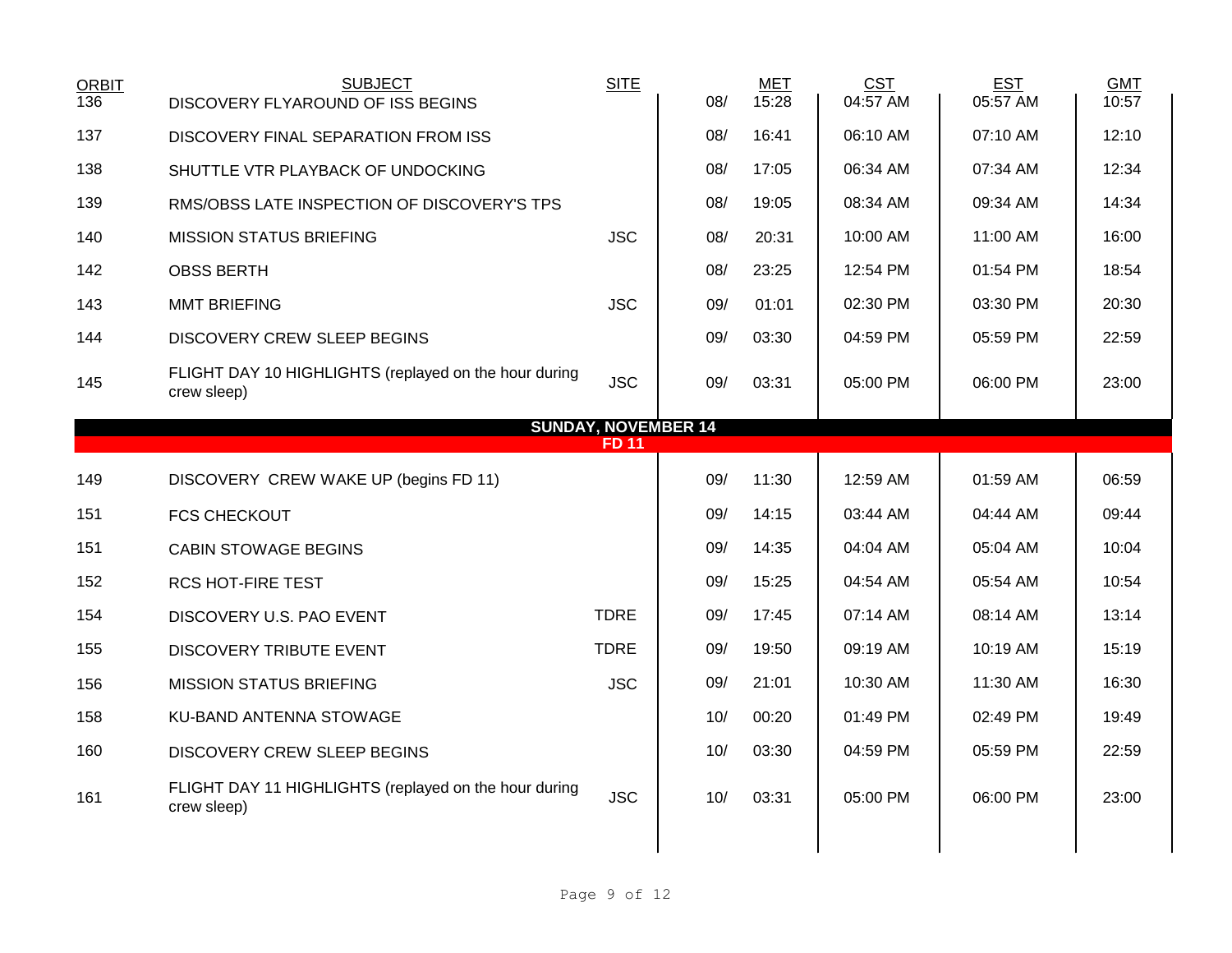| ORBIT | SUBJECT | SITE | | MET | CST | EST | GMT |
|---|---|---|---|---|---|---|---|
| 136 | DISCOVERY FLYAROUND OF ISS BEGINS | | 08/ | 15:28 | 04:57 AM | 05:57 AM | 10:57 |
| 137 | DISCOVERY FINAL SEPARATION FROM ISS | | 08/ | 16:41 | 06:10 AM | 07:10 AM | 12:10 |
| 138 | SHUTTLE VTR PLAYBACK OF UNDOCKING | | 08/ | 17:05 | 06:34 AM | 07:34 AM | 12:34 |
| 139 | RMS/OBSS LATE INSPECTION OF DISCOVERY'S TPS | | 08/ | 19:05 | 08:34 AM | 09:34 AM | 14:34 |
| 140 | MISSION STATUS BRIEFING | JSC | 08/ | 20:31 | 10:00 AM | 11:00 AM | 16:00 |
| 142 | OBSS BERTH | | 08/ | 23:25 | 12:54 PM | 01:54 PM | 18:54 |
| 143 | MMT BRIEFING | JSC | 09/ | 01:01 | 02:30 PM | 03:30 PM | 20:30 |
| 144 | DISCOVERY CREW SLEEP BEGINS | | 09/ | 03:30 | 04:59 PM | 05:59 PM | 22:59 |
| 145 | FLIGHT DAY 10 HIGHLIGHTS (replayed on the hour during crew sleep) | JSC | 09/ | 03:31 | 05:00 PM | 06:00 PM | 23:00 |
| | **SUNDAY, NOVEMBER 14** | | | | | | |
| | **FD 11** | | | | | | |
| 149 | DISCOVERY CREW WAKE UP (begins FD 11) | | 09/ | 11:30 | 12:59 AM | 01:59 AM | 06:59 |
| 151 | FCS CHECKOUT | | 09/ | 14:15 | 03:44 AM | 04:44 AM | 09:44 |
| 151 | CABIN STOWAGE BEGINS | | 09/ | 14:35 | 04:04 AM | 05:04 AM | 10:04 |
| 152 | RCS HOT-FIRE TEST | | 09/ | 15:25 | 04:54 AM | 05:54 AM | 10:54 |
| 154 | DISCOVERY U.S. PAO EVENT | TDRE | 09/ | 17:45 | 07:14 AM | 08:14 AM | 13:14 |
| 155 | DISCOVERY TRIBUTE EVENT | TDRE | 09/ | 19:50 | 09:19 AM | 10:19 AM | 15:19 |
| 156 | MISSION STATUS BRIEFING | JSC | 09/ | 21:01 | 10:30 AM | 11:30 AM | 16:30 |
| 158 | KU-BAND ANTENNA STOWAGE | | 10/ | 00:20 | 01:49 PM | 02:49 PM | 19:49 |
| 160 | DISCOVERY CREW SLEEP BEGINS | | 10/ | 03:30 | 04:59 PM | 05:59 PM | 22:59 |
| 161 | FLIGHT DAY 11 HIGHLIGHTS (replayed on the hour during crew sleep) | JSC | 10/ | 03:31 | 05:00 PM | 06:00 PM | 23:00 |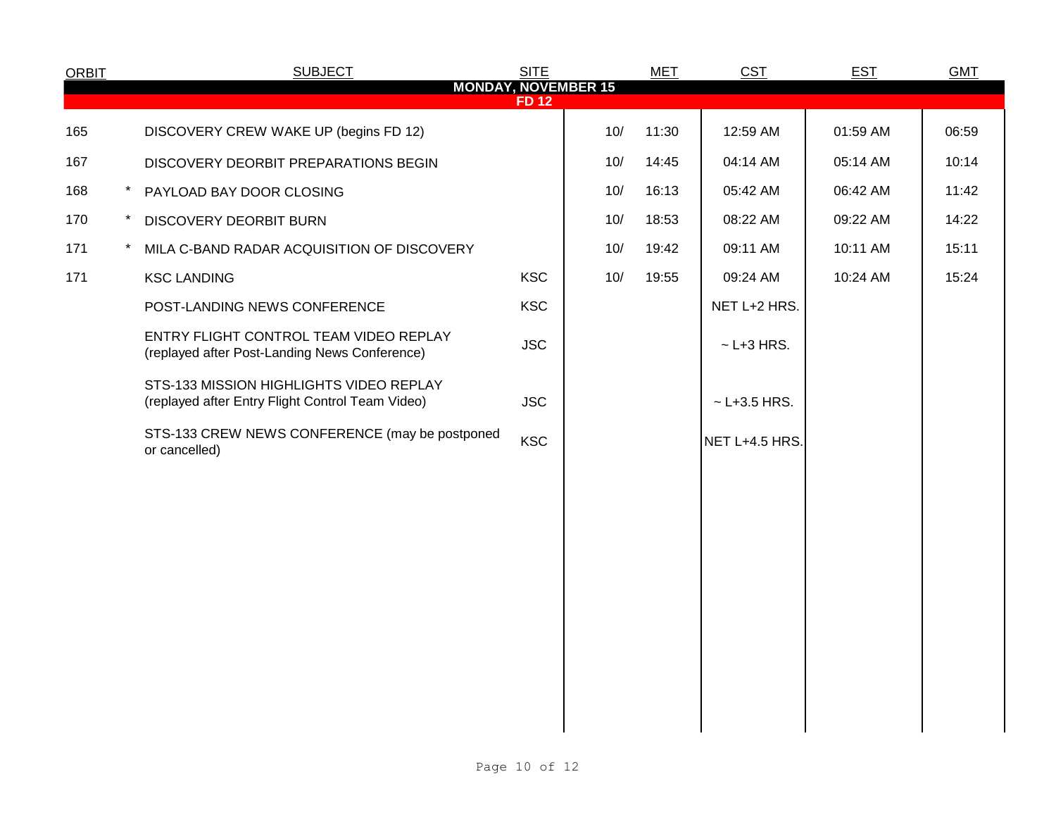| ORBIT | | SUBJECT | SITE | MET | | CST | EST | GMT |
|---|---|---|---|---|---|---|---|---|
| **MONDAY, NOVEMBER 15** | | | | | | | | |
| **FD 12** | | | | | | | | |
| 165 | | DISCOVERY CREW WAKE UP (begins FD 12) | | 10/ | 11:30 | 12:59 AM | 01:59 AM | 06:59 |
| 167 | | DISCOVERY DEORBIT PREPARATIONS BEGIN | | 10/ | 14:45 | 04:14 AM | 05:14 AM | 10:14 |
| 168 | * | PAYLOAD BAY DOOR CLOSING | | 10/ | 16:13 | 05:42 AM | 06:42 AM | 11:42 |
| 170 | * | DISCOVERY DEORBIT BURN | | 10/ | 18:53 | 08:22 AM | 09:22 AM | 14:22 |
| 171 | * | MILA C-BAND RADAR ACQUISITION OF DISCOVERY | | 10/ | 19:42 | 09:11 AM | 10:11 AM | 15:11 |
| 171 | | KSC LANDING | KSC | 10/ | 19:55 | 09:24 AM | 10:24 AM | 15:24 |
| | | POST-LANDING NEWS CONFERENCE | KSC | | | NET L+2 HRS. | | |
| | | ENTRY FLIGHT CONTROL TEAM VIDEO REPLAY (replayed after Post-Landing News Conference) | JSC | | | ~ L+3 HRS. | | |
| | | STS-133 MISSION HIGHLIGHTS VIDEO REPLAY (replayed after Entry Flight Control Team Video) | JSC | | | ~ L+3.5 HRS. | | |
| | | STS-133 CREW NEWS CONFERENCE (may be postponed or cancelled) | KSC | | | NET L+4.5 HRS. | | |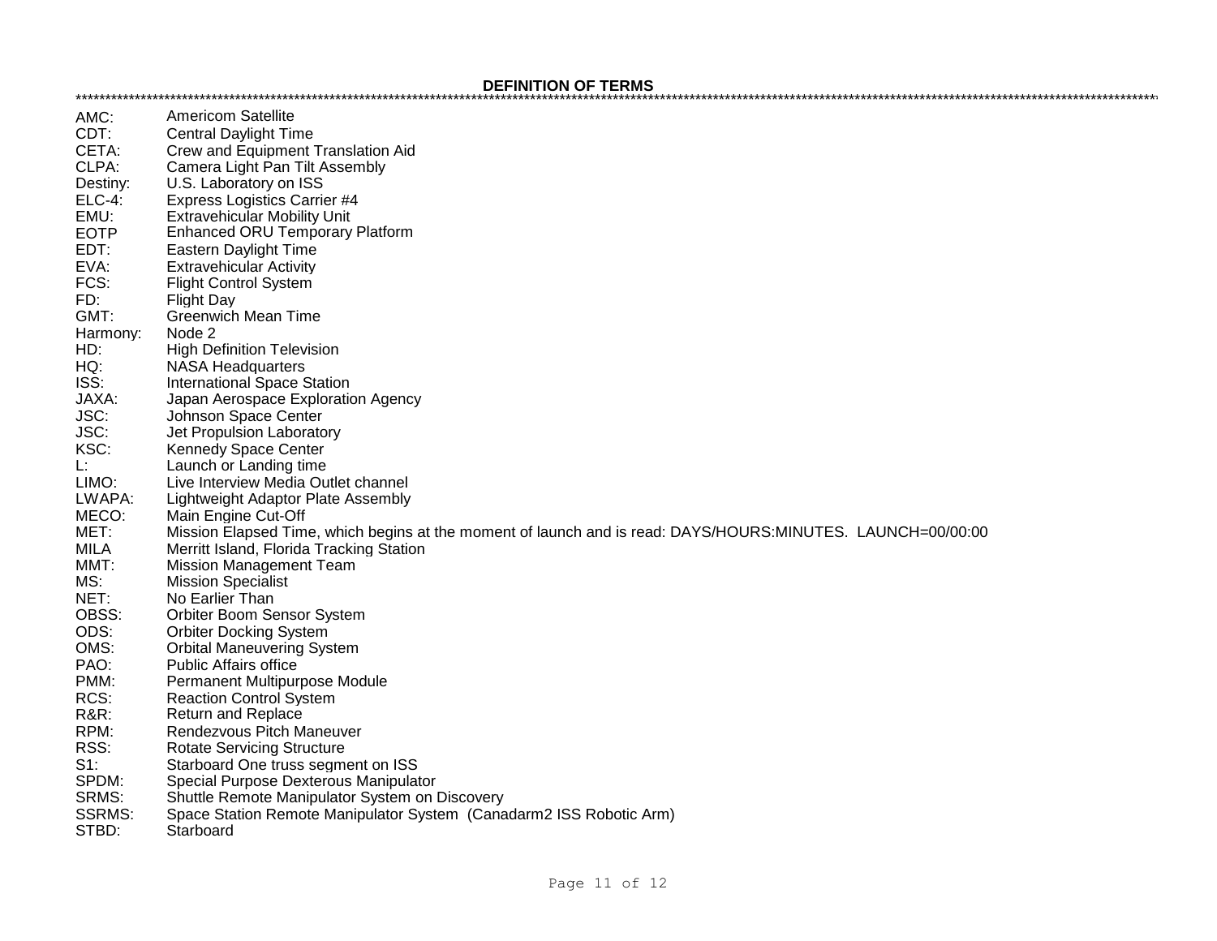## DEFINITION OF TERMS

*********************************************************************************************************************************************************************************

| | |
|---|---|
| AMC: | Americom Satellite |
| CDT: | Central Daylight Time |
| CETA: | Crew and Equipment Translation Aid |
| CLPA: | Camera Light Pan Tilt Assembly |
| Destiny: | U.S. Laboratory on ISS |
| ELC-4: | Express Logistics Carrier #4 |
| EMU: | Extravehicular Mobility Unit |
| EOTP | Enhanced ORU Temporary Platform |
| EDT: | Eastern Daylight Time |
| EVA: | Extravehicular Activity |
| FCS: | Flight Control System |
| FD: | Flight Day |
| GMT: | Greenwich Mean Time |
| Harmony: | Node 2 |
| HD: | High Definition Television |
| HQ: | NASA Headquarters |
| ISS: | International Space Station |
| JAXA: | Japan Aerospace Exploration Agency |
| JSC: | Johnson Space Center |
| JSC: | Jet Propulsion Laboratory |
| KSC: | Kennedy Space Center |
| L: | Launch or Landing time |
| LIMO: | Live Interview Media Outlet channel |
| LWAPA: | Lightweight Adaptor Plate Assembly |
| MECO: | Main Engine Cut-Off |
| MET: | Mission Elapsed Time, which begins at the moment of launch and is read: DAYS/HOURS:MINUTES. LAUNCH=00/00:00 |
| MILA | Merritt Island, Florida Tracking Station |
| MMT: | Mission Management Team |
| MS: | Mission Specialist |
| NET: | No Earlier Than |
| OBSS: | Orbiter Boom Sensor System |
| ODS: | Orbiter Docking System |
| OMS: | Orbital Maneuvering System |
| PAO: | Public Affairs office |
| PMM: | Permanent Multipurpose Module |
| RCS: | Reaction Control System |
| R&R: | Return and Replace |
| RPM: | Rendezvous Pitch Maneuver |
| RSS: | Rotate Servicing Structure |
| S1: | Starboard One truss segment on ISS |
| SPDM: | Special Purpose Dexterous Manipulator |
| SRMS: | Shuttle Remote Manipulator System on Discovery |
| SSRMS: | Space Station Remote Manipulator System (Canadarm2 ISS Robotic Arm) |
| STBD: | Starboard |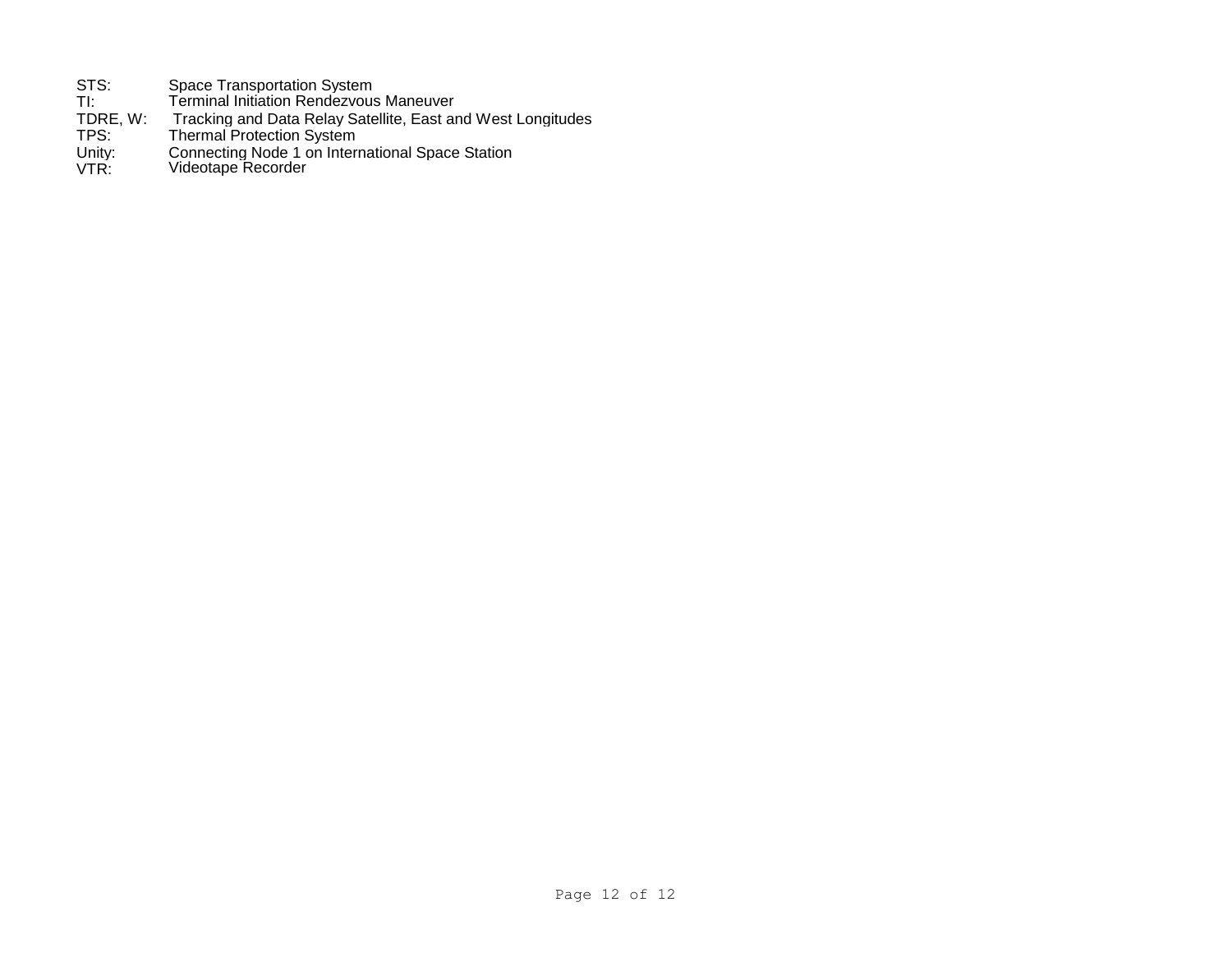STS: Space Transportation System
TI: Terminal Initiation Rendezvous Maneuver
TDRE, W: Tracking and Data Relay Satellite, East and West Longitudes
TPS: Thermal Protection System
Unity: Connecting Node 1 on International Space Station
VTR: Videotape Recorder